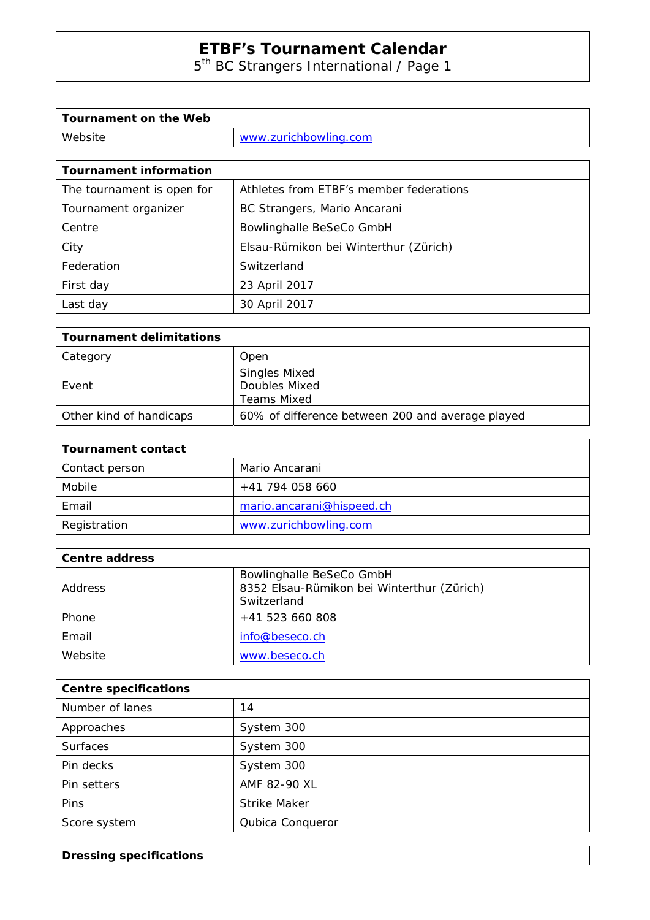# ETBF's Tournament Calendar

5th BC Strangers International / Page 1

| Tournament on the Web | |
|---|---|
| Website | www.zurichbowling.com |

| Tournament information | |
|---|---|
| The tournament is open for | Athletes from ETBF's member federations |
| Tournament organizer | BC Strangers, Mario Ancarani |
| Centre | Bowlinghalle BeSeCo GmbH |
| City | Elsau-Rümikon bei Winterthur (Zürich) |
| Federation | Switzerland |
| First day | 23 April 2017 |
| Last day | 30 April 2017 |

| Tournament delimitations | |
|---|---|
| Category | Open |
| Event | Singles Mixed<br>Doubles Mixed<br>Teams Mixed |
| Other kind of handicaps | 60% of difference between 200 and average played |

| Tournament contact | |
|---|---|
| Contact person | Mario Ancarani |
| Mobile | +41 794 058 660 |
| Email | mario.ancarani@hispeed.ch |
| Registration | www.zurichbowling.com |

| Centre address | |
|---|---|
| Address | Bowlinghalle BeSeCo GmbH<br>8352 Elsau-Rümikon bei Winterthur (Zürich)<br>Switzerland |
| Phone | +41 523 660 808 |
| Email | info@beseco.ch |
| Website | www.beseco.ch |

| Centre specifications | |
|---|---|
| Number of lanes | 14 |
| Approaches | System 300 |
| Surfaces | System 300 |
| Pin decks | System 300 |
| Pin setters | AMF 82-90 XL |
| Pins | Strike Maker |
| Score system | Qubica Conqueror |

| Dressing specifications |
|---|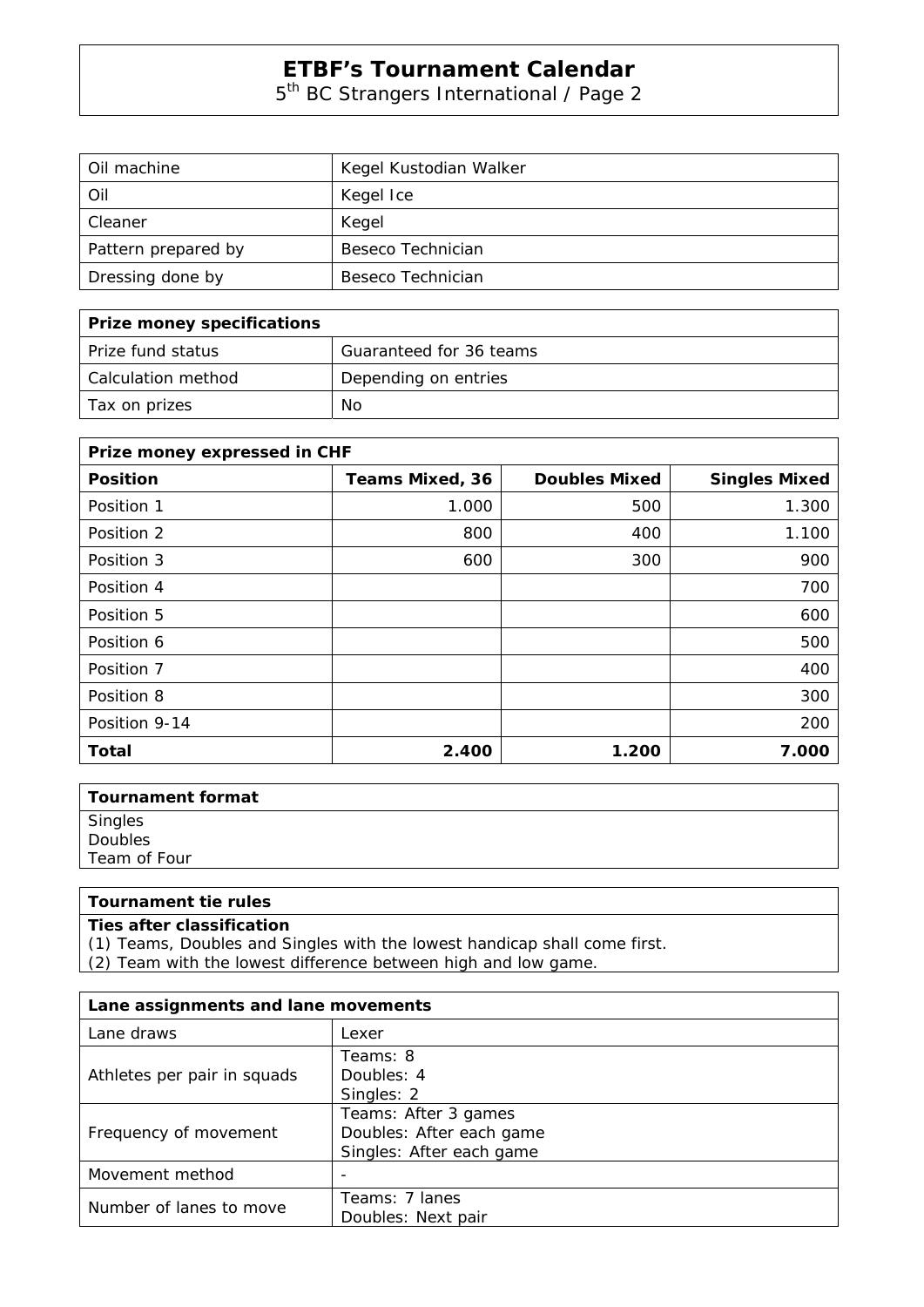# ETBF's Tournament Calendar

5th BC Strangers International / Page 2

| Oil machine | Kegel Kustodian Walker |
|---|---|
| Oil | Kegel Ice |
| Cleaner | Kegel |
| Pattern prepared by | Beseco Technician |
| Dressing done by | Beseco Technician |

| **Prize money specifications** | |
|---|---|
| Prize fund status | Guaranteed for 36 teams |
| Calculation method | Depending on entries |
| Tax on prizes | No |

| **Prize money expressed in CHF** | | | |
|---|---|---|---|
| **Position** | **Teams Mixed, 36** | **Doubles Mixed** | **Singles Mixed** |
| Position 1 | 1.000 | 500 | 1.300 |
| Position 2 | 800 | 400 | 1.100 |
| Position 3 | 600 | 300 | 900 |
| Position 4 | | | 700 |
| Position 5 | | | 600 |
| Position 6 | | | 500 |
| Position 7 | | | 400 |
| Position 8 | | | 300 |
| Position 9-14 | | | 200 |
| **Total** | **2.400** | **1.200** | **7.000** |

| **Tournament format** |
|---|
| Singles<br>Doubles<br>Team of Four |

| **Tournament tie rules** |
|---|
| **Ties after classification**<br>(1) Teams, Doubles and Singles with the lowest handicap shall come first.<br>(2) Team with the lowest difference between high and low game. |

| **Lane assignments and lane movements** | |
|---|---|
| Lane draws | Lexer |
| Athletes per pair in squads | Teams: 8<br>Doubles: 4<br>Singles: 2 |
| Frequency of movement | Teams: After 3 games<br>Doubles: After each game<br>Singles: After each game |
| Movement method | - |
| Number of lanes to move | Teams: 7 lanes<br>Doubles: Next pair |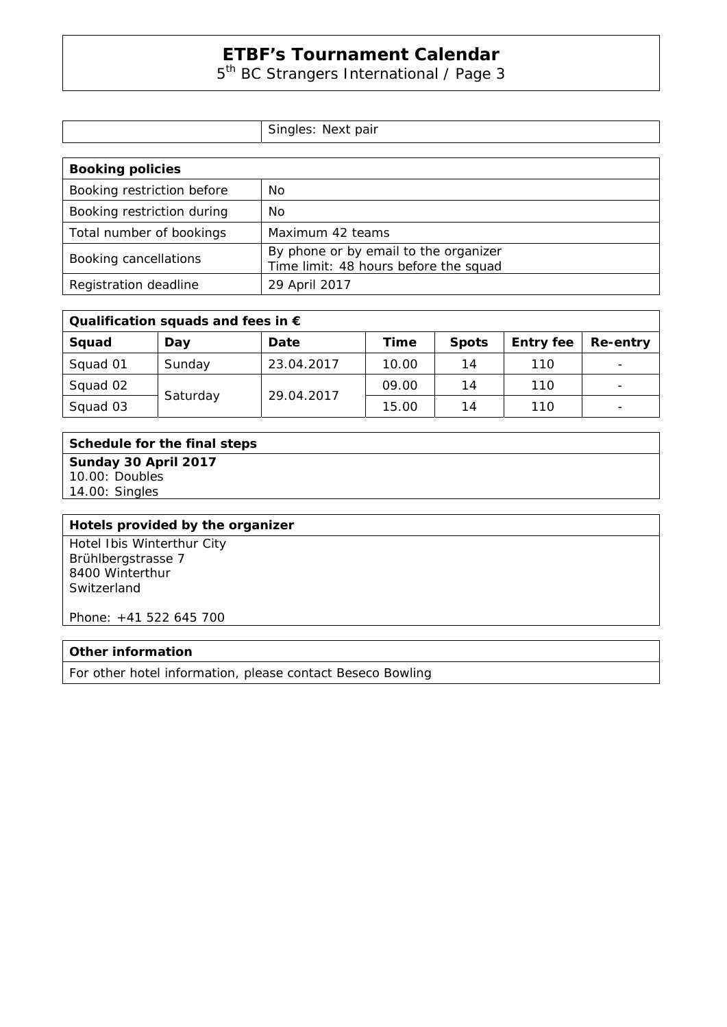| | |
|---|---|
| | Singles: Next pair |

| Booking policies | |
|---|---|
| Booking restriction before | No |
| Booking restriction during | No |
| Total number of bookings | Maximum 42 teams |
| Booking cancellations | By phone or by email to the organizer<br>Time limit: 48 hours before the squad |
| Registration deadline | 29 April 2017 |

| Qualification squads and fees in € | | | | | | |
|---|---|---|---|---|---|---|
| **Squad** | **Day** | **Date** | **Time** | **Spots** | **Entry fee** | **Re-entry** |
| Squad 01 | Sunday | 23.04.2017 | 10.00 | 14 | 110 | - |
| Squad 02 | Saturday | 29.04.2017 | 09.00 | 14 | 110 | - |
| Squad 03 | | | 15.00 | 14 | 110 | - |

**Schedule for the final steps**

**Sunday 30 April 2017**
10.00: Doubles
14.00: Singles

**Hotels provided by the organizer**

Hotel Ibis Winterthur City
Brühlbergstrasse 7
8400 Winterthur
Switzerland

Phone: +41 522 645 700

**Other information**

For other hotel information, please contact Beseco Bowling